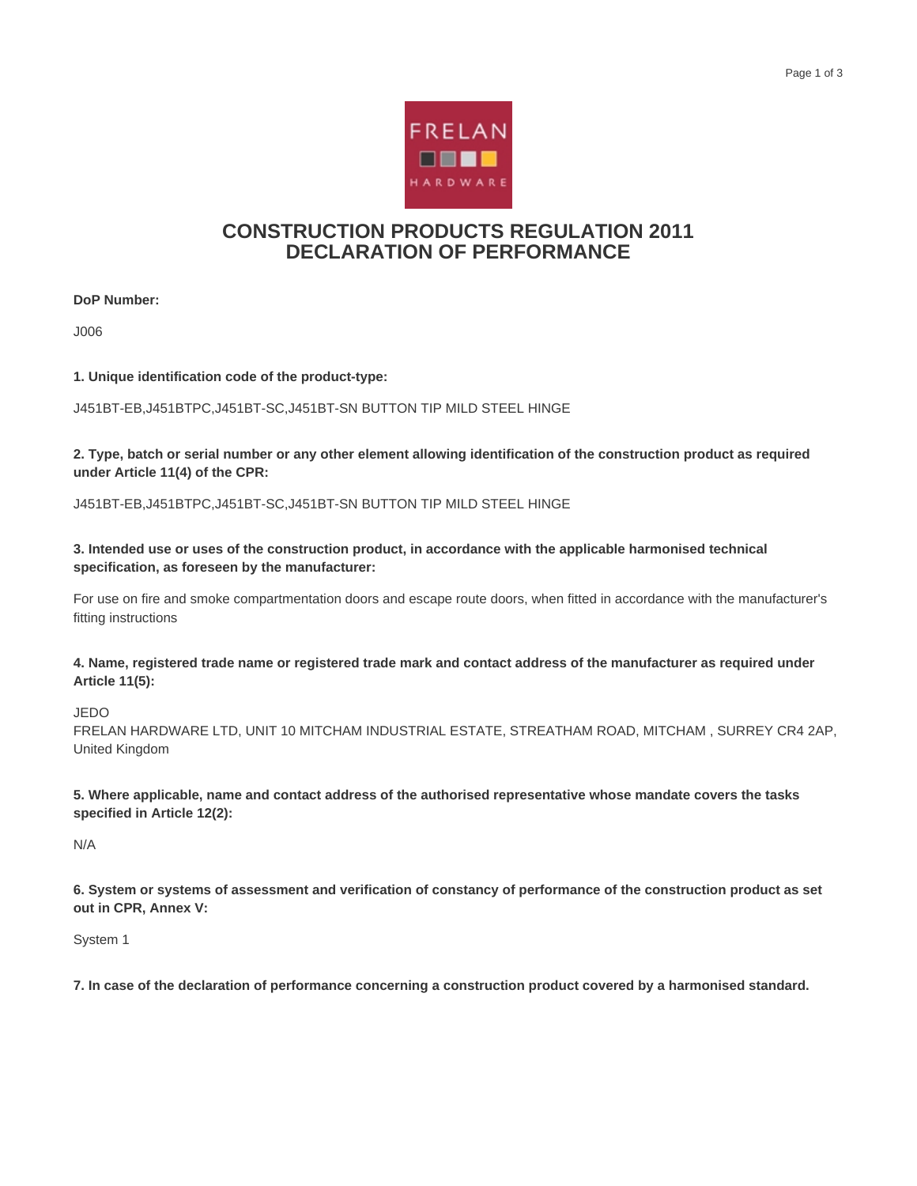# CONSTRUCTION PRODUCTS REGULATION 2011
# DECLARATION OF PERFORMANCE

**DoP Number:**

J006

**1. Unique identification code of the product-type:**

J451BT-EB,J451BTPC,J451BT-SC,J451BT-SN BUTTON TIP MILD STEEL HINGE

**2. Type, batch or serial number or any other element allowing identification of the construction product as required under Article 11(4) of the CPR:**

J451BT-EB,J451BTPC,J451BT-SC,J451BT-SN BUTTON TIP MILD STEEL HINGE

**3. Intended use or uses of the construction product, in accordance with the applicable harmonised technical specification, as foreseen by the manufacturer:**

For use on fire and smoke compartmentation doors and escape route doors, when fitted in accordance with the manufacturer's fitting instructions

**4. Name, registered trade name or registered trade mark and contact address of the manufacturer as required under Article 11(5):**

JEDO
FRELAN HARDWARE LTD, UNIT 10 MITCHAM INDUSTRIAL ESTATE, STREATHAM ROAD, MITCHAM , SURREY CR4 2AP, United Kingdom

**5. Where applicable, name and contact address of the authorised representative whose mandate covers the tasks specified in Article 12(2):**

N/A

**6. System or systems of assessment and verification of constancy of performance of the construction product as set out in CPR, Annex V:**

System 1

**7. In case of the declaration of performance concerning a construction product covered by a harmonised standard.**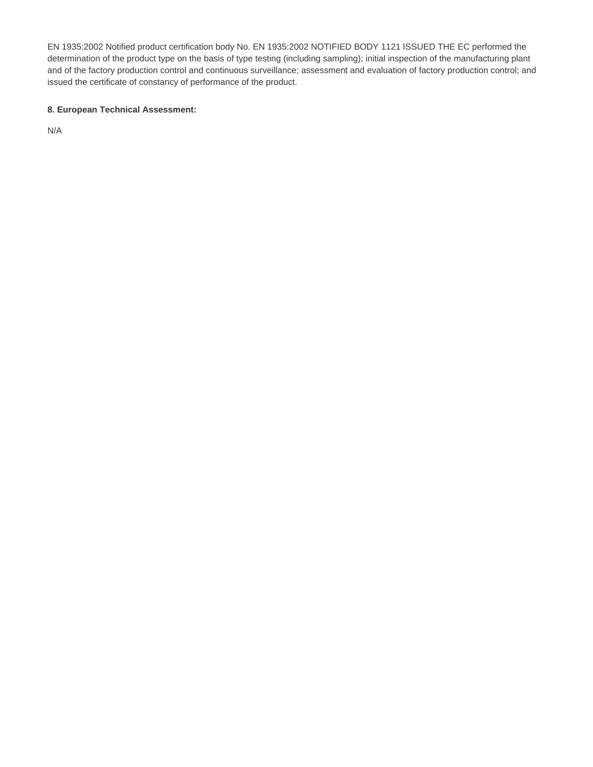EN 1935:2002 Notified product certification body No. EN 1935:2002 NOTIFIED BODY 1121 ISSUED THE EC performed the determination of the product type on the basis of type testing (including sampling); initial inspection of the manufacturing plant and of the factory production control and continuous surveillance; assessment and evaluation of factory production control; and issued the certificate of constancy of performance of the product.

**8. European Technical Assessment:**

N/A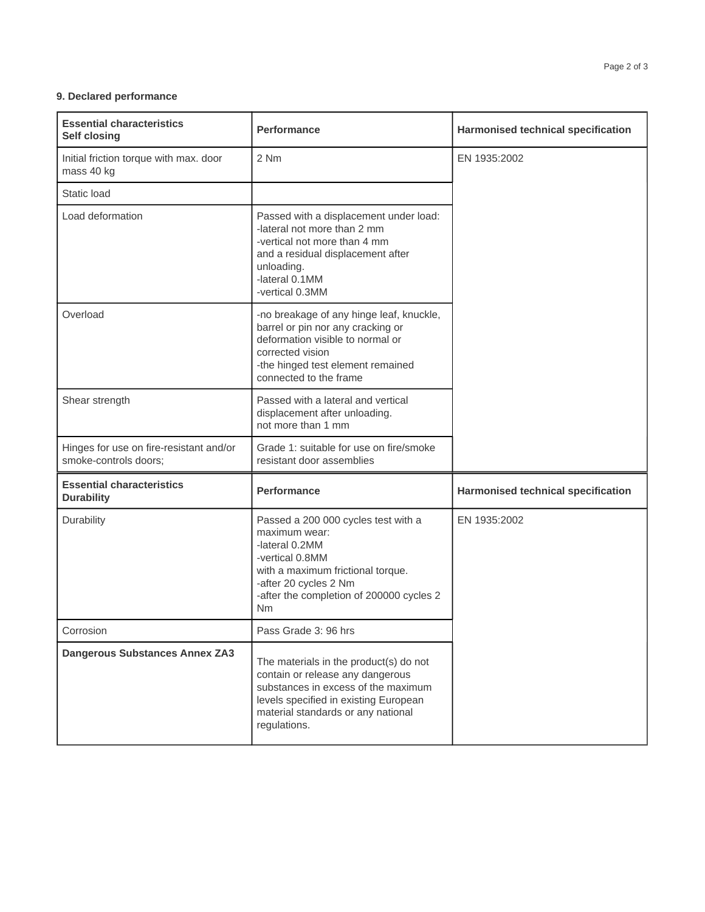**9. Declared performance**

| **Essential characteristics**<br>**Self closing** | **Performance** | **Harmonised technical specification** |
|---|---|---|
| Initial friction torque with max. door mass 40 kg | 2 Nm | EN 1935:2002 |
| Static load | | |
| Load deformation | Passed with a displacement under load:<br>-lateral not more than 2 mm<br>-vertical not more than 4 mm<br>and a residual displacement after unloading.<br>-lateral 0.1MM<br>-vertical 0.3MM | |
| Overload | -no breakage of any hinge leaf, knuckle, barrel or pin nor any cracking or deformation visible to normal or corrected vision<br>-the hinged test element remained connected to the frame | |
| Shear strength | Passed with a lateral and vertical displacement after unloading.<br>not more than 1 mm | |
| Hinges for use on fire-resistant and/or smoke-controls doors; | Grade 1: suitable for use on fire/smoke resistant door assemblies | |
| **Essential characteristics**<br>**Durability** | **Performance** | **Harmonised technical specification** |
| Durability | Passed a 200 000 cycles test with a maximum wear:<br>-lateral 0.2MM<br>-vertical 0.8MM<br>with a maximum frictional torque.<br>-after 20 cycles 2 Nm<br>-after the completion of 200000 cycles 2 Nm | EN 1935:2002 |
| Corrosion | Pass Grade 3: 96 hrs | |
| **Dangerous Substances Annex ZA3** | The materials in the product(s) do not contain or release any dangerous substances in excess of the maximum levels specified in existing European material standards or any national regulations. | |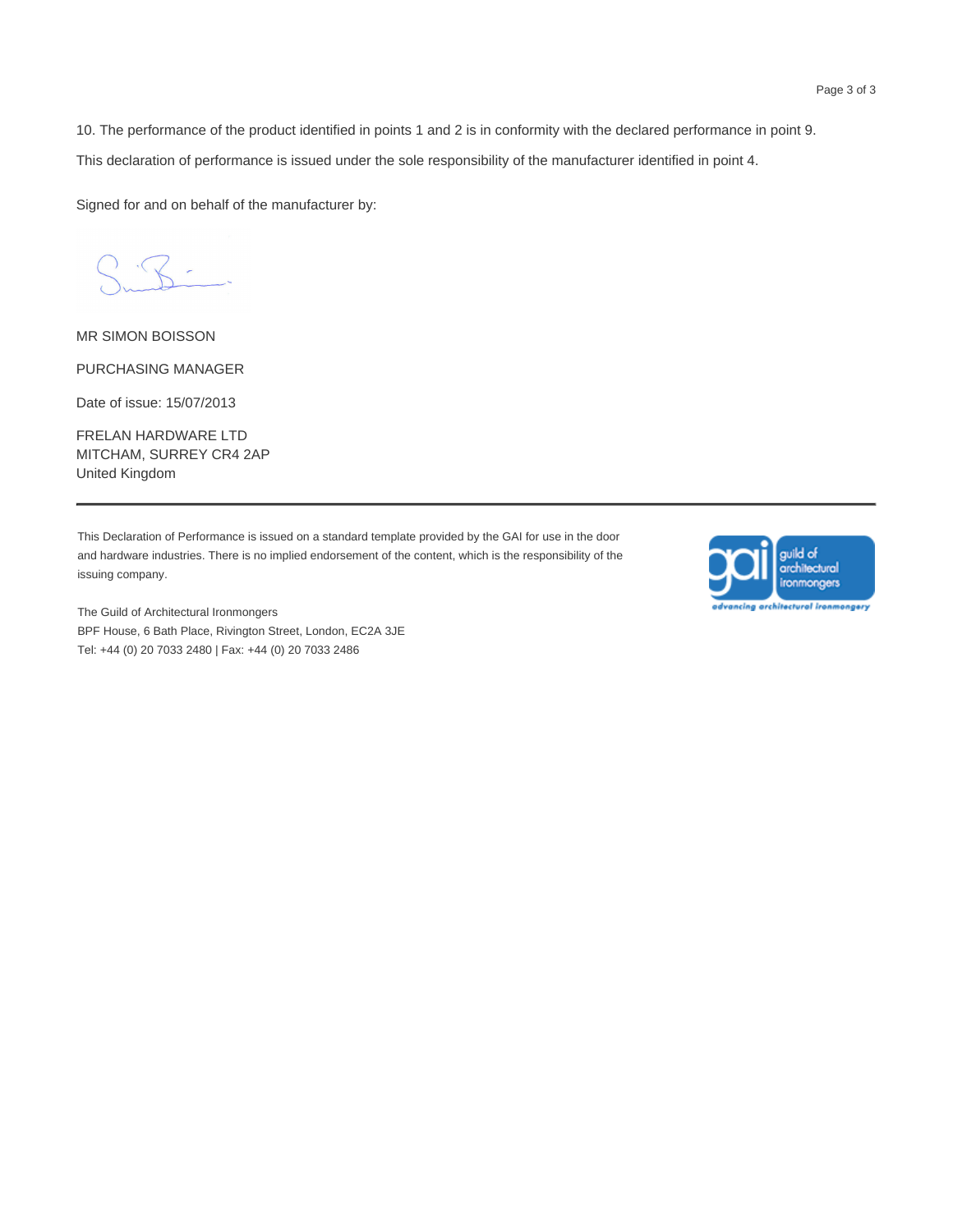10. The performance of the product identified in points 1 and 2 is in conformity with the declared performance in point 9.

This declaration of performance is issued under the sole responsibility of the manufacturer identified in point 4.

Signed for and on behalf of the manufacturer by:

MR SIMON BOISSON

PURCHASING MANAGER

Date of issue: 15/07/2013

FRELAN HARDWARE LTD
MITCHAM, SURREY CR4 2AP
United Kingdom

---

This Declaration of Performance is issued on a standard template provided by the GAI for use in the door and hardware industries. There is no implied endorsement of the content, which is the responsibility of the issuing company.

The Guild of Architectural Ironmongers
BPF House, 6 Bath Place, Rivington Street, London, EC2A 3JE
Tel: +44 (0) 20 7033 2480 | Fax: +44 (0) 20 7033 2486

gai guild of architectural ironmongers
advancing architectural ironmongery